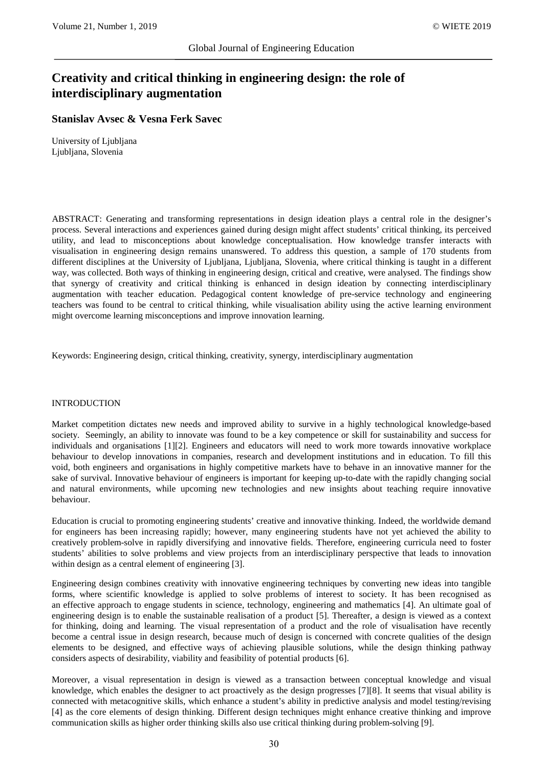# Creativity and critical thinking in engineering design: the role of interdisciplinary augmentation

**Stanislav Avsec & Vesna Ferk Savec**

University of Ljubljana
Ljubljana, Slovenia

ABSTRACT: Generating and transforming representations in design ideation plays a central role in the designer's process. Several interactions and experiences gained during design might affect students' critical thinking, its perceived utility, and lead to misconceptions about knowledge conceptualisation. How knowledge transfer interacts with visualisation in engineering design remains unanswered. To address this question, a sample of 170 students from different disciplines at the University of Ljubljana, Ljubljana, Slovenia, where critical thinking is taught in a different way, was collected. Both ways of thinking in engineering design, critical and creative, were analysed. The findings show that synergy of creativity and critical thinking is enhanced in design ideation by connecting interdisciplinary augmentation with teacher education. Pedagogical content knowledge of pre-service technology and engineering teachers was found to be central to critical thinking, while visualisation ability using the active learning environment might overcome learning misconceptions and improve innovation learning.

Keywords: Engineering design, critical thinking, creativity, synergy, interdisciplinary augmentation

## INTRODUCTION

Market competition dictates new needs and improved ability to survive in a highly technological knowledge-based society. Seemingly, an ability to innovate was found to be a key competence or skill for sustainability and success for individuals and organisations [1][2]. Engineers and educators will need to work more towards innovative workplace behaviour to develop innovations in companies, research and development institutions and in education. To fill this void, both engineers and organisations in highly competitive markets have to behave in an innovative manner for the sake of survival. Innovative behaviour of engineers is important for keeping up-to-date with the rapidly changing social and natural environments, while upcoming new technologies and new insights about teaching require innovative behaviour.

Education is crucial to promoting engineering students' creative and innovative thinking. Indeed, the worldwide demand for engineers has been increasing rapidly; however, many engineering students have not yet achieved the ability to creatively problem-solve in rapidly diversifying and innovative fields. Therefore, engineering curricula need to foster students' abilities to solve problems and view projects from an interdisciplinary perspective that leads to innovation within design as a central element of engineering [3].

Engineering design combines creativity with innovative engineering techniques by converting new ideas into tangible forms, where scientific knowledge is applied to solve problems of interest to society. It has been recognised as an effective approach to engage students in science, technology, engineering and mathematics [4]. An ultimate goal of engineering design is to enable the sustainable realisation of a product [5]. Thereafter, a design is viewed as a context for thinking, doing and learning. The visual representation of a product and the role of visualisation have recently become a central issue in design research, because much of design is concerned with concrete qualities of the design elements to be designed, and effective ways of achieving plausible solutions, while the design thinking pathway considers aspects of desirability, viability and feasibility of potential products [6].

Moreover, a visual representation in design is viewed as a transaction between conceptual knowledge and visual knowledge, which enables the designer to act proactively as the design progresses [7][8]. It seems that visual ability is connected with metacognitive skills, which enhance a student's ability in predictive analysis and model testing/revising [4] as the core elements of design thinking. Different design techniques might enhance creative thinking and improve communication skills as higher order thinking skills also use critical thinking during problem-solving [9].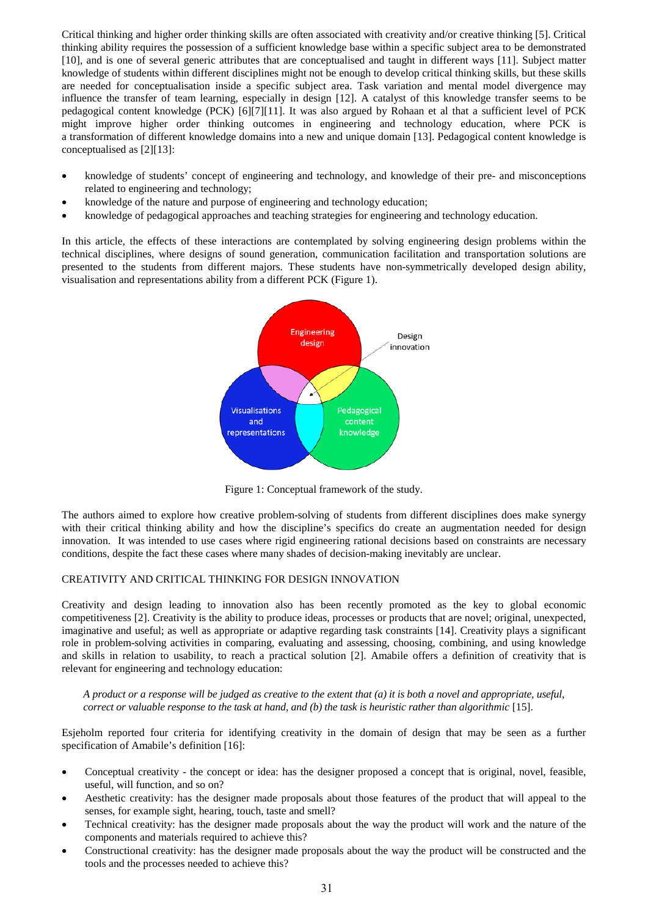Critical thinking and higher order thinking skills are often associated with creativity and/or creative thinking [5]. Critical thinking ability requires the possession of a sufficient knowledge base within a specific subject area to be demonstrated [10], and is one of several generic attributes that are conceptualised and taught in different ways [11]. Subject matter knowledge of students within different disciplines might not be enough to develop critical thinking skills, but these skills are needed for conceptualisation inside a specific subject area. Task variation and mental model divergence may influence the transfer of team learning, especially in design [12]. A catalyst of this knowledge transfer seems to be pedagogical content knowledge (PCK) [6][7][11]. It was also argued by Rohaan et al that a sufficient level of PCK might improve higher order thinking outcomes in engineering and technology education, where PCK is a transformation of different knowledge domains into a new and unique domain [13]. Pedagogical content knowledge is conceptualised as [2][13]:

- knowledge of students' concept of engineering and technology, and knowledge of their pre- and misconceptions related to engineering and technology;
- knowledge of the nature and purpose of engineering and technology education;
- knowledge of pedagogical approaches and teaching strategies for engineering and technology education.

In this article, the effects of these interactions are contemplated by solving engineering design problems within the technical disciplines, where designs of sound generation, communication facilitation and transportation solutions are presented to the students from different majors. These students have non-symmetrically developed design ability, visualisation and representations ability from a different PCK (Figure 1).

Engineering design | Design innovation | Visualisations and representations | Pedagogical content knowledge

Figure 1: Conceptual framework of the study.

The authors aimed to explore how creative problem-solving of students from different disciplines does make synergy with their critical thinking ability and how the discipline's specifics do create an augmentation needed for design innovation. It was intended to use cases where rigid engineering rational decisions based on constraints are necessary conditions, despite the fact these cases where many shades of decision-making inevitably are unclear.

## CREATIVITY AND CRITICAL THINKING FOR DESIGN INNOVATION

Creativity and design leading to innovation also has been recently promoted as the key to global economic competitiveness [2]. Creativity is the ability to produce ideas, processes or products that are novel; original, unexpected, imaginative and useful; as well as appropriate or adaptive regarding task constraints [14]. Creativity plays a significant role in problem-solving activities in comparing, evaluating and assessing, choosing, combining, and using knowledge and skills in relation to usability, to reach a practical solution [2]. Amabile offers a definition of creativity that is relevant for engineering and technology education:

> *A product or a response will be judged as creative to the extent that (a) it is both a novel and appropriate, useful, correct or valuable response to the task at hand, and (b) the task is heuristic rather than algorithmic* [15].

Esjeholm reported four criteria for identifying creativity in the domain of design that may be seen as a further specification of Amabile's definition [16]:

- Conceptual creativity - the concept or idea: has the designer proposed a concept that is original, novel, feasible, useful, will function, and so on?
- Aesthetic creativity: has the designer made proposals about those features of the product that will appeal to the senses, for example sight, hearing, touch, taste and smell?
- Technical creativity: has the designer made proposals about the way the product will work and the nature of the components and materials required to achieve this?
- Constructional creativity: has the designer made proposals about the way the product will be constructed and the tools and the processes needed to achieve this?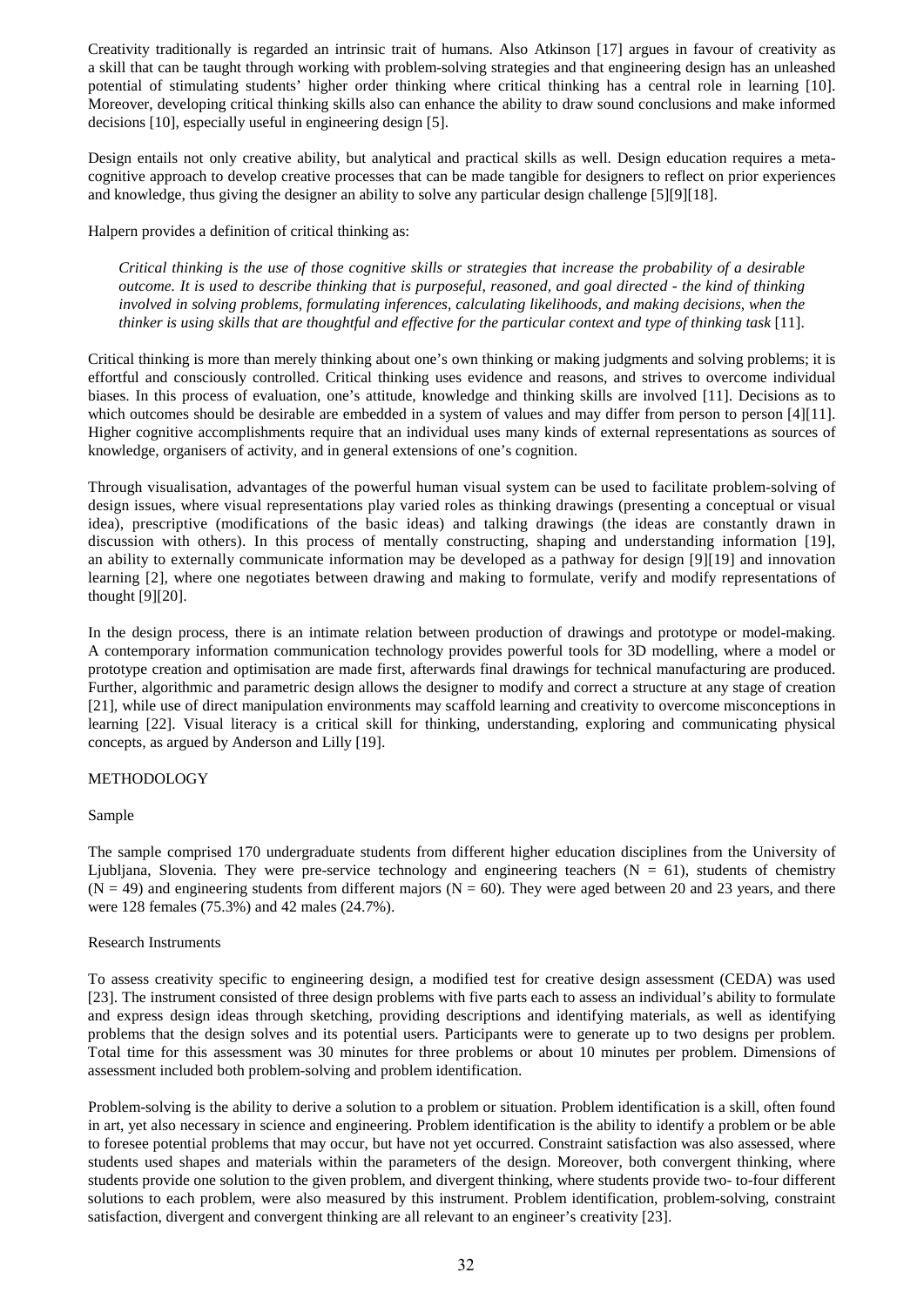Creativity traditionally is regarded an intrinsic trait of humans. Also Atkinson [17] argues in favour of creativity as a skill that can be taught through working with problem-solving strategies and that engineering design has an unleashed potential of stimulating students' higher order thinking where critical thinking has a central role in learning [10]. Moreover, developing critical thinking skills also can enhance the ability to draw sound conclusions and make informed decisions [10], especially useful in engineering design [5].

Design entails not only creative ability, but analytical and practical skills as well. Design education requires a meta-cognitive approach to develop creative processes that can be made tangible for designers to reflect on prior experiences and knowledge, thus giving the designer an ability to solve any particular design challenge [5][9][18].

Halpern provides a definition of critical thinking as:

> *Critical thinking is the use of those cognitive skills or strategies that increase the probability of a desirable outcome. It is used to describe thinking that is purposeful, reasoned, and goal directed - the kind of thinking involved in solving problems, formulating inferences, calculating likelihoods, and making decisions, when the thinker is using skills that are thoughtful and effective for the particular context and type of thinking task* [11].

Critical thinking is more than merely thinking about one's own thinking or making judgments and solving problems; it is effortful and consciously controlled. Critical thinking uses evidence and reasons, and strives to overcome individual biases. In this process of evaluation, one's attitude, knowledge and thinking skills are involved [11]. Decisions as to which outcomes should be desirable are embedded in a system of values and may differ from person to person [4][11]. Higher cognitive accomplishments require that an individual uses many kinds of external representations as sources of knowledge, organisers of activity, and in general extensions of one's cognition.

Through visualisation, advantages of the powerful human visual system can be used to facilitate problem-solving of design issues, where visual representations play varied roles as thinking drawings (presenting a conceptual or visual idea), prescriptive (modifications of the basic ideas) and talking drawings (the ideas are constantly drawn in discussion with others). In this process of mentally constructing, shaping and understanding information [19], an ability to externally communicate information may be developed as a pathway for design [9][19] and innovation learning [2], where one negotiates between drawing and making to formulate, verify and modify representations of thought [9][20].

In the design process, there is an intimate relation between production of drawings and prototype or model-making. A contemporary information communication technology provides powerful tools for 3D modelling, where a model or prototype creation and optimisation are made first, afterwards final drawings for technical manufacturing are produced. Further, algorithmic and parametric design allows the designer to modify and correct a structure at any stage of creation [21], while use of direct manipulation environments may scaffold learning and creativity to overcome misconceptions in learning [22]. Visual literacy is a critical skill for thinking, understanding, exploring and communicating physical concepts, as argued by Anderson and Lilly [19].

## METHODOLOGY

### Sample

The sample comprised 170 undergraduate students from different higher education disciplines from the University of Ljubljana, Slovenia. They were pre-service technology and engineering teachers ($N = 61$), students of chemistry ($N = 49$) and engineering students from different majors ($N = 60$). They were aged between 20 and 23 years, and there were 128 females (75.3%) and 42 males (24.7%).

### Research Instruments

To assess creativity specific to engineering design, a modified test for creative design assessment (CEDA) was used [23]. The instrument consisted of three design problems with five parts each to assess an individual's ability to formulate and express design ideas through sketching, providing descriptions and identifying materials, as well as identifying problems that the design solves and its potential users. Participants were to generate up to two designs per problem. Total time for this assessment was 30 minutes for three problems or about 10 minutes per problem. Dimensions of assessment included both problem-solving and problem identification.

Problem-solving is the ability to derive a solution to a problem or situation. Problem identification is a skill, often found in art, yet also necessary in science and engineering. Problem identification is the ability to identify a problem or be able to foresee potential problems that may occur, but have not yet occurred. Constraint satisfaction was also assessed, where students used shapes and materials within the parameters of the design. Moreover, both convergent thinking, where students provide one solution to the given problem, and divergent thinking, where students provide two- to-four different solutions to each problem, were also measured by this instrument. Problem identification, problem-solving, constraint satisfaction, divergent and convergent thinking are all relevant to an engineer's creativity [23].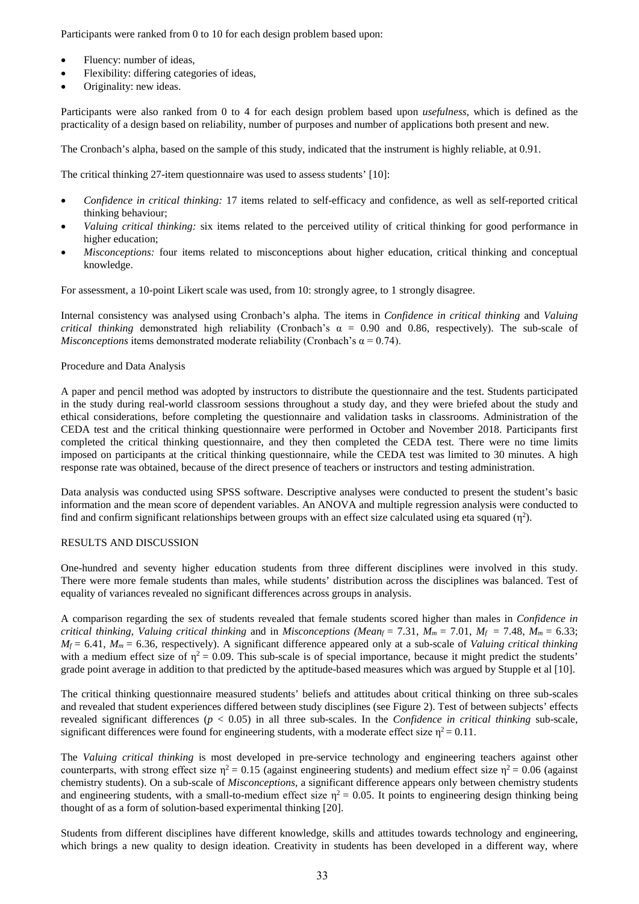Participants were ranked from 0 to 10 for each design problem based upon:

- Fluency: number of ideas,
- Flexibility: differing categories of ideas,
- Originality: new ideas.

Participants were also ranked from 0 to 4 for each design problem based upon *usefulness,* which is defined as the practicality of a design based on reliability, number of purposes and number of applications both present and new.

The Cronbach's alpha, based on the sample of this study, indicated that the instrument is highly reliable, at 0.91.

The critical thinking 27-item questionnaire was used to assess students' [10]:

- *Confidence in critical thinking:* 17 items related to self-efficacy and confidence, as well as self-reported critical thinking behaviour;
- *Valuing critical thinking:* six items related to the perceived utility of critical thinking for good performance in higher education;
- *Misconceptions:* four items related to misconceptions about higher education, critical thinking and conceptual knowledge.

For assessment, a 10-point Likert scale was used, from 10: strongly agree, to 1 strongly disagree.

Internal consistency was analysed using Cronbach's alpha. The items in *Confidence in critical thinking* and *Valuing critical thinking* demonstrated high reliability (Cronbach's $\alpha$ = 0.90 and 0.86, respectively). The sub-scale of *Misconceptions* items demonstrated moderate reliability (Cronbach's $\alpha$ = 0.74).

Procedure and Data Analysis

A paper and pencil method was adopted by instructors to distribute the questionnaire and the test. Students participated in the study during real-world classroom sessions throughout a study day, and they were briefed about the study and ethical considerations, before completing the questionnaire and validation tasks in classrooms. Administration of the CEDA test and the critical thinking questionnaire were performed in October and November 2018. Participants first completed the critical thinking questionnaire, and they then completed the CEDA test. There were no time limits imposed on participants at the critical thinking questionnaire, while the CEDA test was limited to 30 minutes. A high response rate was obtained, because of the direct presence of teachers or instructors and testing administration.

Data analysis was conducted using SPSS software. Descriptive analyses were conducted to present the student's basic information and the mean score of dependent variables. An ANOVA and multiple regression analysis were conducted to find and confirm significant relationships between groups with an effect size calculated using eta squared ($\eta^2$).

RESULTS AND DISCUSSION

One-hundred and seventy higher education students from three different disciplines were involved in this study. There were more female students than males, while students' distribution across the disciplines was balanced. Test of equality of variances revealed no significant differences across groups in analysis.

A comparison regarding the sex of students revealed that female students scored higher than males in *Confidence in critical thinking*, *Valuing critical thinking* and in *Misconceptions (*$Mean_f$ = 7.31, $M_m$ = 7.01, $M_f$ = 7.48, $M_m$ = 6.33; $M_f$ = 6.41, $M_m$ = 6.36, respectively). A significant difference appeared only at a sub-scale of *Valuing critical thinking* with a medium effect size of $\eta^2$ = 0.09. This sub-scale is of special importance, because it might predict the students' grade point average in addition to that predicted by the aptitude-based measures which was argued by Stupple et al [10].

The critical thinking questionnaire measured students' beliefs and attitudes about critical thinking on three sub-scales and revealed that student experiences differed between study disciplines (see Figure 2). Test of between subjects' effects revealed significant differences ($p < 0.05$) in all three sub-scales. In the *Confidence in critical thinking* sub-scale, significant differences were found for engineering students, with a moderate effect size $\eta^2$ = 0.11.

The *Valuing critical thinking* is most developed in pre-service technology and engineering teachers against other counterparts, with strong effect size $\eta^2$ = 0.15 (against engineering students) and medium effect size $\eta^2$ = 0.06 (against chemistry students). On a sub-scale of *Misconceptions*, a significant difference appears only between chemistry students and engineering students, with a small-to-medium effect size $\eta^2$ = 0.05. It points to engineering design thinking being thought of as a form of solution-based experimental thinking [20].

Students from different disciplines have different knowledge, skills and attitudes towards technology and engineering, which brings a new quality to design ideation. Creativity in students has been developed in a different way, where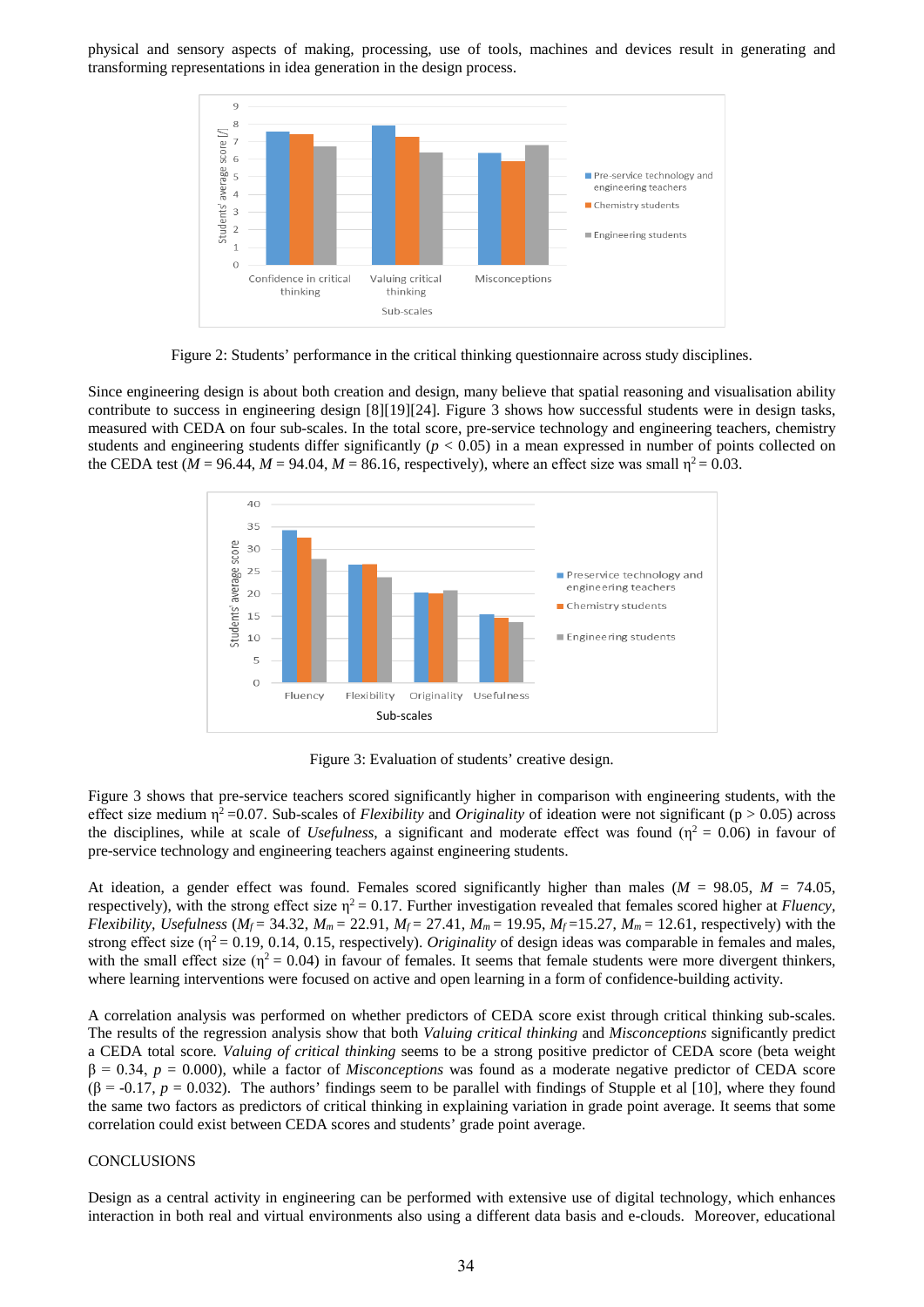physical and sensory aspects of making, processing, use of tools, machines and devices result in generating and transforming representations in idea generation in the design process.

Figure 2: Students' performance in the critical thinking questionnaire across study disciplines.

Since engineering design is about both creation and design, many believe that spatial reasoning and visualisation ability contribute to success in engineering design [8][19][24]. Figure 3 shows how successful students were in design tasks, measured with CEDA on four sub-scales. In the total score, pre-service technology and engineering teachers, chemistry students and engineering students differ significantly ($p < 0.05$) in a mean expressed in number of points collected on the CEDA test ($M = 96.44$, $M = 94.04$, $M = 86.16$, respectively), where an effect size was small $\eta^2 = 0.03$.

Figure 3: Evaluation of students' creative design.

Figure 3 shows that pre-service teachers scored significantly higher in comparison with engineering students, with the effect size medium $\eta^2 = 0.07$. Sub-scales of *Flexibility* and *Originality* of ideation were not significant ($p > 0.05$) across the disciplines, while at scale of *Usefulness*, a significant and moderate effect was found ($\eta^2 = 0.06$) in favour of pre-service technology and engineering teachers against engineering students.

At ideation, a gender effect was found. Females scored significantly higher than males ($M = 98.05$, $M = 74.05$, respectively), with the strong effect size $\eta^2 = 0.17$. Further investigation revealed that females scored higher at *Fluency*, *Flexibility*, *Usefulness* ($M_f = 34.32$, $M_m = 22.91$, $M_f = 27.41$, $M_m = 19.95$, $M_f = 15.27$, $M_m = 12.61$, respectively) with the strong effect size ($\eta^2 = 0.19$, 0.14, 0.15, respectively). *Originality* of design ideas was comparable in females and males, with the small effect size ($\eta^2 = 0.04$) in favour of females. It seems that female students were more divergent thinkers, where learning interventions were focused on active and open learning in a form of confidence-building activity.

A correlation analysis was performed on whether predictors of CEDA score exist through critical thinking sub-scales. The results of the regression analysis show that both *Valuing critical thinking* and *Misconceptions* significantly predict a CEDA total score. *Valuing of critical thinking* seems to be a strong positive predictor of CEDA score (beta weight $\beta = 0.34$, $p = 0.000$), while a factor of *Misconceptions* was found as a moderate negative predictor of CEDA score ($\beta = -0.17$, $p = 0.032$). The authors' findings seem to be parallel with findings of Stupple et al [10], where they found the same two factors as predictors of critical thinking in explaining variation in grade point average. It seems that some correlation could exist between CEDA scores and students' grade point average.

## CONCLUSIONS

Design as a central activity in engineering can be performed with extensive use of digital technology, which enhances interaction in both real and virtual environments also using a different data basis and e-clouds. Moreover, educational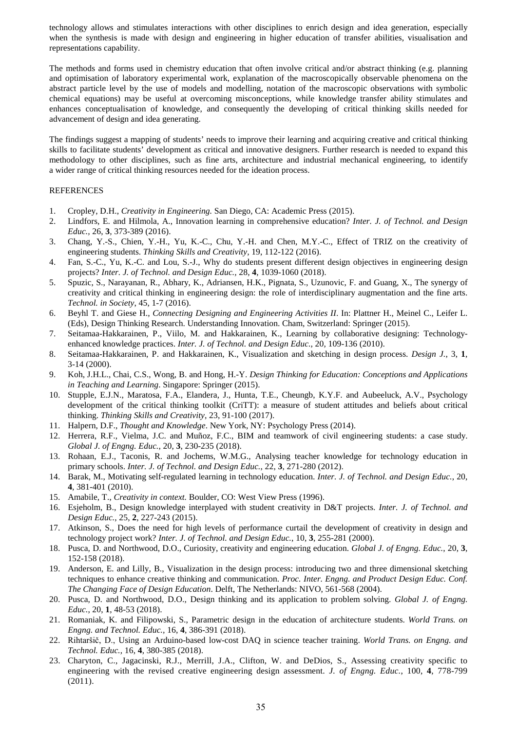technology allows and stimulates interactions with other disciplines to enrich design and idea generation, especially when the synthesis is made with design and engineering in higher education of transfer abilities, visualisation and representations capability.

The methods and forms used in chemistry education that often involve critical and/or abstract thinking (e.g. planning and optimisation of laboratory experimental work, explanation of the macroscopically observable phenomena on the abstract particle level by the use of models and modelling, notation of the macroscopic observations with symbolic chemical equations) may be useful at overcoming misconceptions, while knowledge transfer ability stimulates and enhances conceptualisation of knowledge, and consequently the developing of critical thinking skills needed for advancement of design and idea generating.

The findings suggest a mapping of students' needs to improve their learning and acquiring creative and critical thinking skills to facilitate students' development as critical and innovative designers. Further research is needed to expand this methodology to other disciplines, such as fine arts, architecture and industrial mechanical engineering, to identify a wider range of critical thinking resources needed for the ideation process.

## REFERENCES

1. Cropley, D.H., *Creativity in Engineering.* San Diego, CA: Academic Press (2015).
2. Lindfors, E. and Hilmola, A., Innovation learning in comprehensive education? *Inter. J. of Technol. and Design Educ.*, 26, **3**, 373-389 (2016).
3. Chang, Y.-S., Chien, Y.-H., Yu, K.-C., Chu, Y.-H. and Chen, M.Y.-C., Effect of TRIZ on the creativity of engineering students. *Thinking Skills and Creativity*, 19, 112-122 (2016).
4. Fan, S.-C., Yu, K.-C. and Lou, S.-J., Why do students present different design objectives in engineering design projects? *Inter. J. of Technol. and Design Educ.*, 28, **4**, 1039-1060 (2018).
5. Spuzic, S., Narayanan, R., Abhary, K., Adriansen, H.K., Pignata, S., Uzunovic, F. and Guang, X., The synergy of creativity and critical thinking in engineering design: the role of interdisciplinary augmentation and the fine arts. *Technol. in Society*, 45, 1-7 (2016).
6. Beyhl T. and Giese H., *Connecting Designing and Engineering Activities II.* In: Plattner H., Meinel C., Leifer L. (Eds), Design Thinking Research. Understanding Innovation. Cham, Switzerland: Springer (2015).
7. Seitamaa-Hakkarainen, P., Viilo, M. and Hakkarainen, K., Learning by collaborative designing: Technology-enhanced knowledge practices. *Inter. J. of Technol. and Design Educ.*, 20, 109-136 (2010).
8. Seitamaa-Hakkarainen, P. and Hakkarainen, K., Visualization and sketching in design process. *Design J.*, 3, **1**, 3-14 (2000).
9. Koh, J.H.L., Chai, C.S., Wong, B. and Hong, H.-Y. *Design Thinking for Education: Conceptions and Applications in Teaching and Learning*. Singapore: Springer (2015).
10. Stupple, E.J.N., Maratosa, F.A., Elandera, J., Hunta, T.E., Cheungb, K.Y.F. and Aubeeluck, A.V., Psychology development of the critical thinking toolkit (CriTT): a measure of student attitudes and beliefs about critical thinking. *Thinking Skills and Creativity*, 23, 91-100 (2017).
11. Halpern, D.F., *Thought and Knowledge*. New York, NY: Psychology Press (2014).
12. Herrera, R.F., Vielma, J.C. and Muñoz, F.C., BIM and teamwork of civil engineering students: a case study. *Global J. of Engng. Educ.*, 20, **3**, 230-235 (2018).
13. Rohaan, E.J., Taconis, R. and Jochems, W.M.G., Analysing teacher knowledge for technology education in primary schools. *Inter. J. of Technol. and Design Educ.*, 22, **3**, 271-280 (2012).
14. Barak, M., Motivating self-regulated learning in technology education. *Inter. J. of Technol. and Design Educ.*, 20, **4**, 381-401 (2010).
15. Amabile, T., *Creativity in context.* Boulder, CO: West View Press (1996).
16. Esjeholm, B., Design knowledge interplayed with student creativity in D&T projects. *Inter. J. of Technol. and Design Educ.*, 25, **2**, 227-243 (2015).
17. Atkinson, S., Does the need for high levels of performance curtail the development of creativity in design and technology project work? *Inter. J. of Technol. and Design Educ.*, 10, **3**, 255-281 (2000).
18. Pusca, D. and Northwood, D.O., Curiosity, creativity and engineering education. *Global J. of Engng. Educ.*, 20, **3**, 152-158 (2018).
19. Anderson, E. and Lilly, B., Visualization in the design process: introducing two and three dimensional sketching techniques to enhance creative thinking and communication. *Proc. Inter. Engng. and Product Design Educ. Conf. The Changing Face of Design Education*. Delft, The Netherlands: NIVO, 561-568 (2004).
20. Pusca, D. and Northwood, D.O., Design thinking and its application to problem solving. *Global J. of Engng. Educ.*, 20, **1**, 48-53 (2018).
21. Romaniak, K. and Filipowski, S., Parametric design in the education of architecture students. *World Trans. on Engng. and Technol. Educ.*, 16, **4**, 386-391 (2018).
22. Rihtaršič, D., Using an Arduino-based low-cost DAQ in science teacher training. *World Trans. on Engng. and Technol. Educ.*, 16, **4**, 380-385 (2018).
23. Charyton, C., Jagacinski, R.J., Merrill, J.A., Clifton, W. and DeDios, S., Assessing creativity specific to engineering with the revised creative engineering design assessment. *J. of Engng. Educ.*, 100, **4**, 778-799 (2011).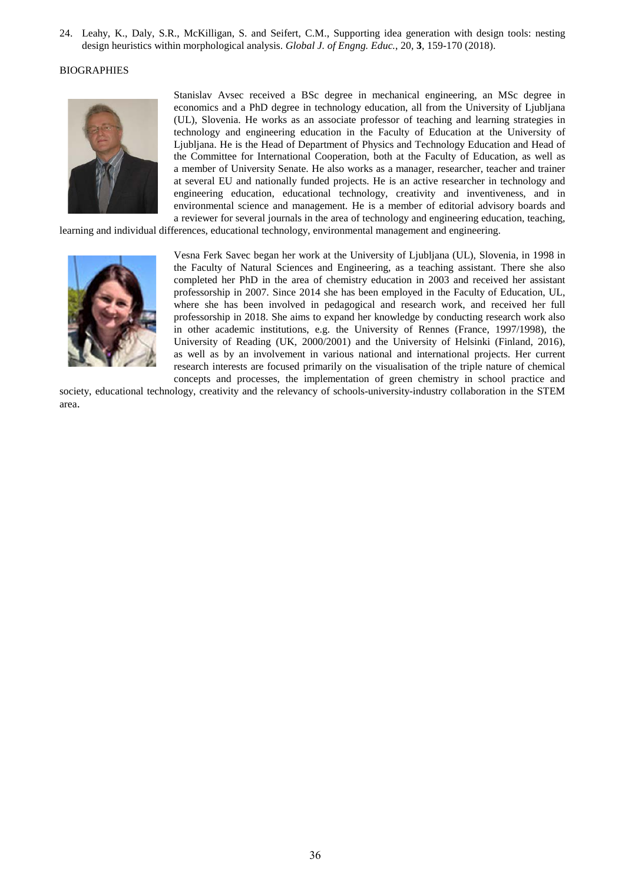24. Leahy, K., Daly, S.R., McKilligan, S. and Seifert, C.M., Supporting idea generation with design tools: nesting design heuristics within morphological analysis. *Global J. of Engng. Educ.*, 20, **3**, 159-170 (2018).

BIOGRAPHIES

Stanislav Avsec received a BSc degree in mechanical engineering, an MSc degree in economics and a PhD degree in technology education, all from the University of Ljubljana (UL), Slovenia. He works as an associate professor of teaching and learning strategies in technology and engineering education in the Faculty of Education at the University of Ljubljana. He is the Head of Department of Physics and Technology Education and Head of the Committee for International Cooperation, both at the Faculty of Education, as well as a member of University Senate. He also works as a manager, researcher, teacher and trainer at several EU and nationally funded projects. He is an active researcher in technology and engineering education, educational technology, creativity and inventiveness, and in environmental science and management. He is a member of editorial advisory boards and a reviewer for several journals in the area of technology and engineering education, teaching, learning and individual differences, educational technology, environmental management and engineering.

Vesna Ferk Savec began her work at the University of Ljubljana (UL), Slovenia, in 1998 in the Faculty of Natural Sciences and Engineering, as a teaching assistant. There she also completed her PhD in the area of chemistry education in 2003 and received her assistant professorship in 2007. Since 2014 she has been employed in the Faculty of Education, UL, where she has been involved in pedagogical and research work, and received her full professorship in 2018. She aims to expand her knowledge by conducting research work also in other academic institutions, e.g. the University of Rennes (France, 1997/1998), the University of Reading (UK, 2000/2001) and the University of Helsinki (Finland, 2016), as well as by an involvement in various national and international projects. Her current research interests are focused primarily on the visualisation of the triple nature of chemical concepts and processes, the implementation of green chemistry in school practice and society, educational technology, creativity and the relevancy of schools-university-industry collaboration in the STEM area.